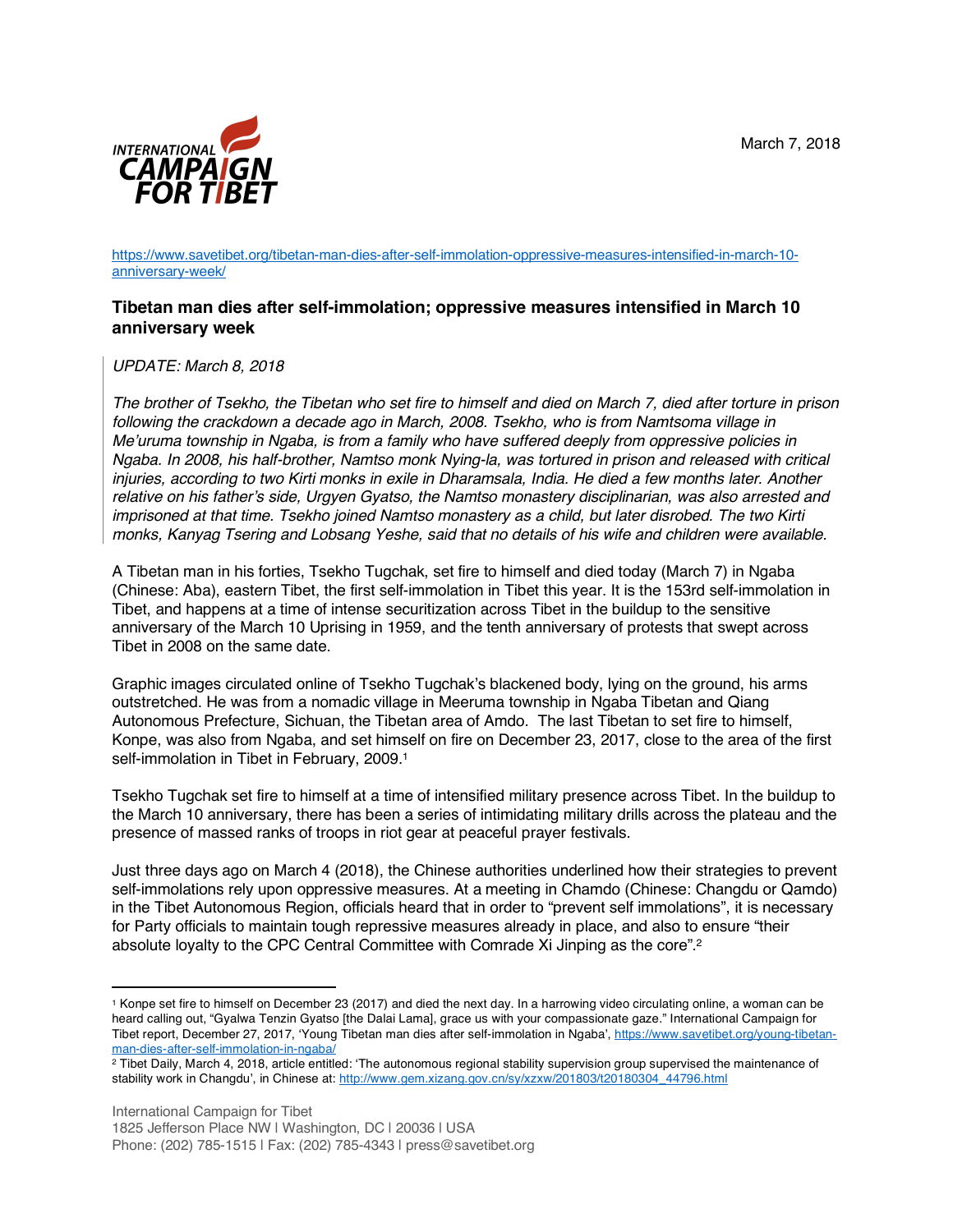March 7, 2018

https://www.savetibet.org/tibetan-man-dies-after-self-immolation-oppressive-measures-intensified-in-march-10-anniversary-week/

## Tibetan man dies after self-immolation; oppressive measures intensified in March 10 anniversary week

*UPDATE: March 8, 2018*

*The brother of Tsekho, the Tibetan who set fire to himself and died on March 7, died after torture in prison following the crackdown a decade ago in March, 2008. Tsekho, who is from Namtsoma village in Me'uruma township in Ngaba, is from a family who have suffered deeply from oppressive policies in Ngaba. In 2008, his half-brother, Namtso monk Nying-la, was tortured in prison and released with critical injuries, according to two Kirti monks in exile in Dharamsala, India. He died a few months later. Another relative on his father's side, Urgyen Gyatso, the Namtso monastery disciplinarian, was also arrested and imprisoned at that time. Tsekho joined Namtso monastery as a child, but later disrobed. The two Kirti monks, Kanyag Tsering and Lobsang Yeshe, said that no details of his wife and children were available.*

A Tibetan man in his forties, Tsekho Tugchak, set fire to himself and died today (March 7) in Ngaba (Chinese: Aba), eastern Tibet, the first self-immolation in Tibet this year. It is the 153rd self-immolation in Tibet, and happens at a time of intense securitization across Tibet in the buildup to the sensitive anniversary of the March 10 Uprising in 1959, and the tenth anniversary of protests that swept across Tibet in 2008 on the same date.

Graphic images circulated online of Tsekho Tugchak's blackened body, lying on the ground, his arms outstretched. He was from a nomadic village in Meeruma township in Ngaba Tibetan and Qiang Autonomous Prefecture, Sichuan, the Tibetan area of Amdo. The last Tibetan to set fire to himself, Konpe, was also from Ngaba, and set himself on fire on December 23, 2017, close to the area of the first self-immolation in Tibet in February, 2009.[1]

Tsekho Tugchak set fire to himself at a time of intensified military presence across Tibet. In the buildup to the March 10 anniversary, there has been a series of intimidating military drills across the plateau and the presence of massed ranks of troops in riot gear at peaceful prayer festivals.

Just three days ago on March 4 (2018), the Chinese authorities underlined how their strategies to prevent self-immolations rely upon oppressive measures. At a meeting in Chamdo (Chinese: Changdu or Qamdo) in the Tibet Autonomous Region, officials heard that in order to "prevent self immolations", it is necessary for Party officials to maintain tough repressive measures already in place, and also to ensure "their absolute loyalty to the CPC Central Committee with Comrade Xi Jinping as the core".[2]

---

[1] Konpe set fire to himself on December 23 (2017) and died the next day. In a harrowing video circulating online, a woman can be heard calling out, "Gyalwa Tenzin Gyatso [the Dalai Lama], grace us with your compassionate gaze." International Campaign for Tibet report, December 27, 2017, 'Young Tibetan man dies after self-immolation in Ngaba', https://www.savetibet.org/young-tibetan-man-dies-after-self-immolation-in-ngaba/

[2] Tibet Daily, March 4, 2018, article entitled: 'The autonomous regional stability supervision group supervised the maintenance of stability work in Changdu', in Chinese at: http://www.gem.xizang.gov.cn/sy/xzxw/201803/t20180304_44796.html

International Campaign for Tibet
1825 Jefferson Place NW | Washington, DC | 20036 | USA
Phone: (202) 785-1515 | Fax: (202) 785-4343 | press@savetibet.org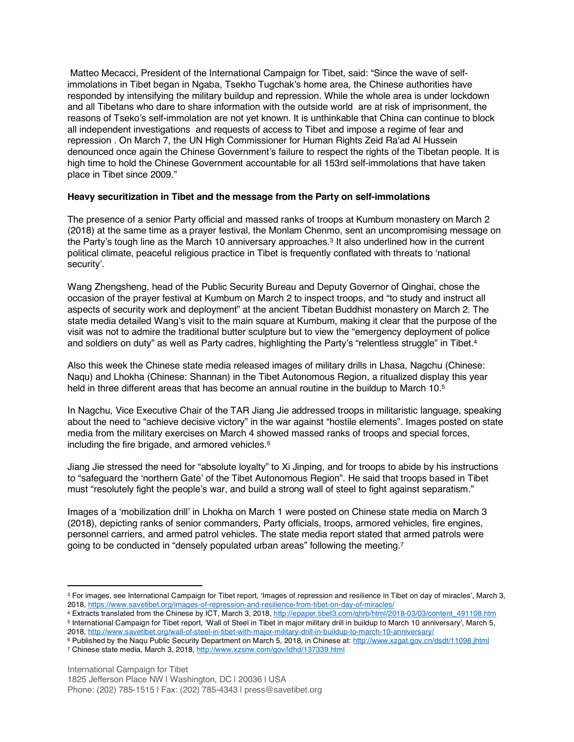Matteo Mecacci, President of the International Campaign for Tibet, said: "Since the wave of self-immolations in Tibet began in Ngaba, Tsekho Tugchak's home area, the Chinese authorities have responded by intensifying the military buildup and repression. While the whole area is under lockdown and all Tibetans who dare to share information with the outside world are at risk of imprisonment, the reasons of Tseko's self-immolation are not yet known. It is unthinkable that China can continue to block all independent investigations and requests of access to Tibet and impose a regime of fear and repression . On March 7, the UN High Commissioner for Human Rights Zeid Ra'ad Al Hussein denounced once again the Chinese Government's failure to respect the rights of the Tibetan people. It is high time to hold the Chinese Government accountable for all 153rd self-immolations that have taken place in Tibet since 2009."

**Heavy securitization in Tibet and the message from the Party on self-immolations**

The presence of a senior Party official and massed ranks of troops at Kumbum monastery on March 2 (2018) at the same time as a prayer festival, the Monlam Chenmo, sent an uncompromising message on the Party's tough line as the March 10 anniversary approaches.[3] It also underlined how in the current political climate, peaceful religious practice in Tibet is frequently conflated with threats to 'national security'.

Wang Zhengsheng, head of the Public Security Bureau and Deputy Governor of Qinghai, chose the occasion of the prayer festival at Kumbum on March 2 to inspect troops, and "to study and instruct all aspects of security work and deployment" at the ancient Tibetan Buddhist monastery on March 2. The state media detailed Wang's visit to the main square at Kumbum, making it clear that the purpose of the visit was not to admire the traditional butter sculpture but to view the "emergency deployment of police and soldiers on duty" as well as Party cadres, highlighting the Party's "relentless struggle" in Tibet.[4]

Also this week the Chinese state media released images of military drills in Lhasa, Nagchu (Chinese: Naqu) and Lhokha (Chinese: Shannan) in the Tibet Autonomous Region, a ritualized display this year held in three different areas that has become an annual routine in the buildup to March 10.[5]

In Nagchu, Vice Executive Chair of the TAR Jiang Jie addressed troops in militaristic language, speaking about the need to "achieve decisive victory" in the war against "hostile elements". Images posted on state media from the military exercises on March 4 showed massed ranks of troops and special forces, including the fire brigade, and armored vehicles.[6]

Jiang Jie stressed the need for "absolute loyalty" to Xi Jinping, and for troops to abide by his instructions to "safeguard the 'northern Gate' of the Tibet Autonomous Region". He said that troops based in Tibet must "resolutely fight the people's war, and build a strong wall of steel to fight against separatism."

Images of a 'mobilization drill' in Lhokha on March 1 were posted on Chinese state media on March 3 (2018), depicting ranks of senior commanders, Party officials, troops, armored vehicles, fire engines, personnel carriers, and armed patrol vehicles. The state media report stated that armed patrols were going to be conducted in "densely populated urban areas" following the meeting.[7]

---

[3] For images, see International Campaign for Tibet report, 'Images of repression and resilience in Tibet on day of miracles', March 3, 2018, https://www.savetibet.org/images-of-repression-and-resilience-from-tibet-on-day-of-miracles/

[4] Extracts translated from the Chinese by ICT, March 3, 2018, http://epaper.tibet3.com/qhrb/html/2018-03/03/content_491108.htm

[5] International Campaign for Tibet report, 'Wall of Steel in Tibet in major military drill in buildup to March 10 anniversary', March 5, 2018, http://www.savetibet.org/wall-of-steel-in-tibet-with-major-military-drill-in-buildup-to-march-10-anniversary/

[6] Published by the Naqu Public Security Department on March 5, 2018, in Chinese at: http://www.xzgat.gov.cn/dsdt/11098.jhtml

[7] Chinese state media, March 3, 2018, http://www.xzsnw.com/gov/ldhd/137339.html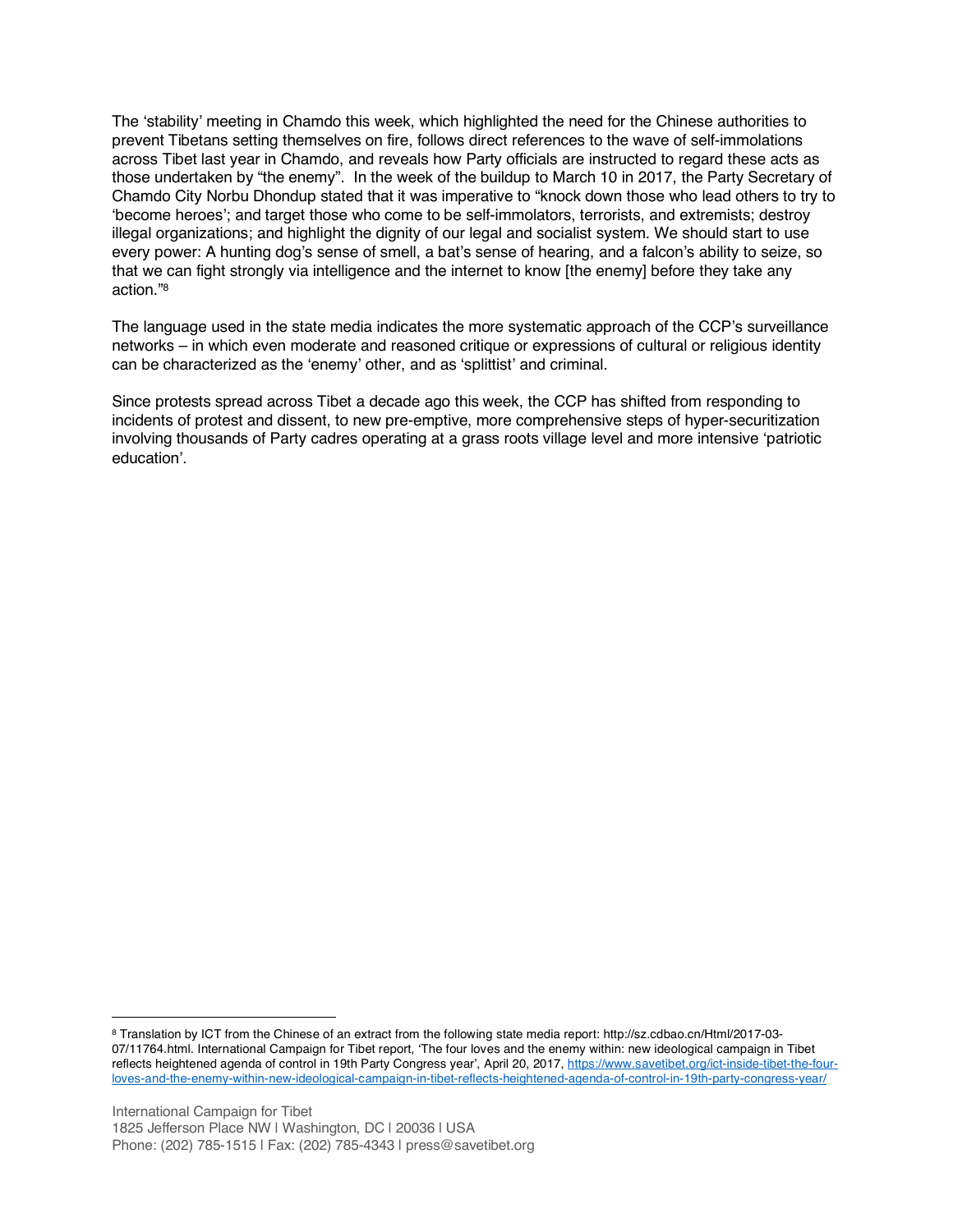The 'stability' meeting in Chamdo this week, which highlighted the need for the Chinese authorities to prevent Tibetans setting themselves on fire, follows direct references to the wave of self-immolations across Tibet last year in Chamdo, and reveals how Party officials are instructed to regard these acts as those undertaken by "the enemy". In the week of the buildup to March 10 in 2017, the Party Secretary of Chamdo City Norbu Dhondup stated that it was imperative to "knock down those who lead others to try to 'become heroes'; and target those who come to be self-immolators, terrorists, and extremists; destroy illegal organizations; and highlight the dignity of our legal and socialist system. We should start to use every power: A hunting dog's sense of smell, a bat's sense of hearing, and a falcon's ability to seize, so that we can fight strongly via intelligence and the internet to know [the enemy] before they take any action."[8]

The language used in the state media indicates the more systematic approach of the CCP's surveillance networks – in which even moderate and reasoned critique or expressions of cultural or religious identity can be characterized as the 'enemy' other, and as 'splittist' and criminal.

Since protests spread across Tibet a decade ago this week, the CCP has shifted from responding to incidents of protest and dissent, to new pre-emptive, more comprehensive steps of hyper-securitization involving thousands of Party cadres operating at a grass roots village level and more intensive 'patriotic education'.

---

[8] Translation by ICT from the Chinese of an extract from the following state media report: http://sz.cdbao.cn/Html/2017-03-07/11764.html. International Campaign for Tibet report, 'The four loves and the enemy within: new ideological campaign in Tibet reflects heightened agenda of control in 19th Party Congress year', April 20, 2017, https://www.savetibet.org/ict-inside-tibet-the-four-loves-and-the-enemy-within-new-ideological-campaign-in-tibet-reflects-heightened-agenda-of-control-in-19th-party-congress-year/